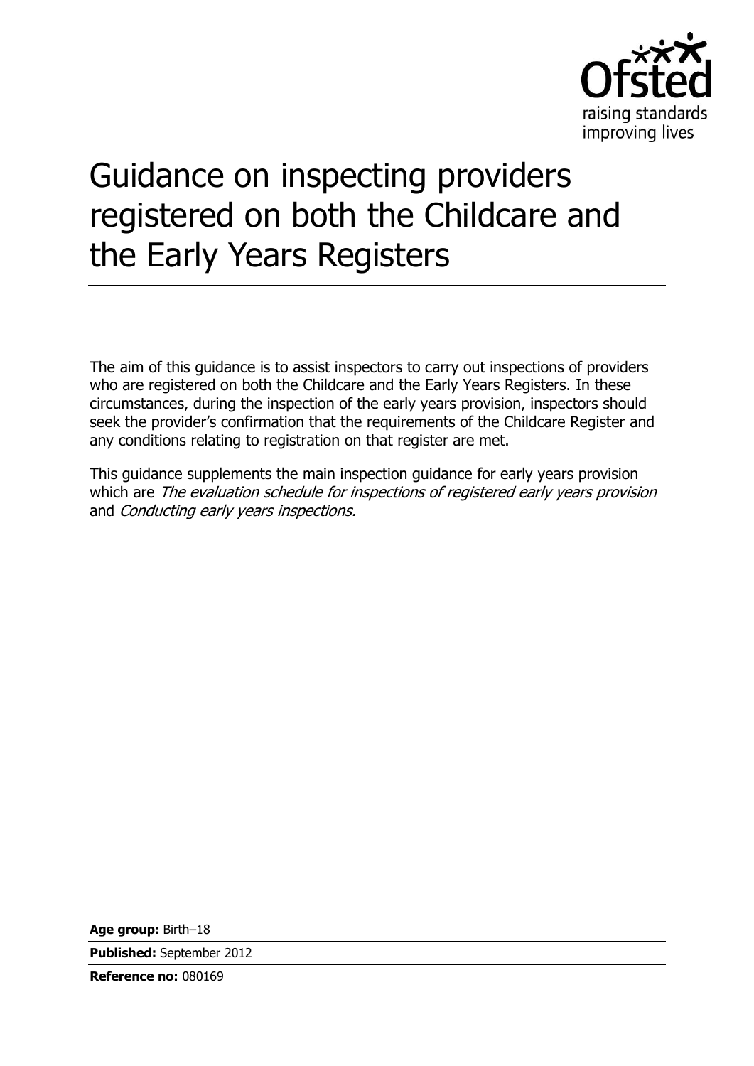Ofsted
raising standards
improving lives

# Guidance on inspecting providers registered on both the Childcare and the Early Years Registers

The aim of this guidance is to assist inspectors to carry out inspections of providers who are registered on both the Childcare and the Early Years Registers. In these circumstances, during the inspection of the early years provision, inspectors should seek the provider's confirmation that the requirements of the Childcare Register and any conditions relating to registration on that register are met.

This guidance supplements the main inspection guidance for early years provision which are *The evaluation schedule for inspections of registered early years provision* and *Conducting early years inspections.*

**Age group:** Birth–18

**Published:** September 2012

**Reference no:** 080169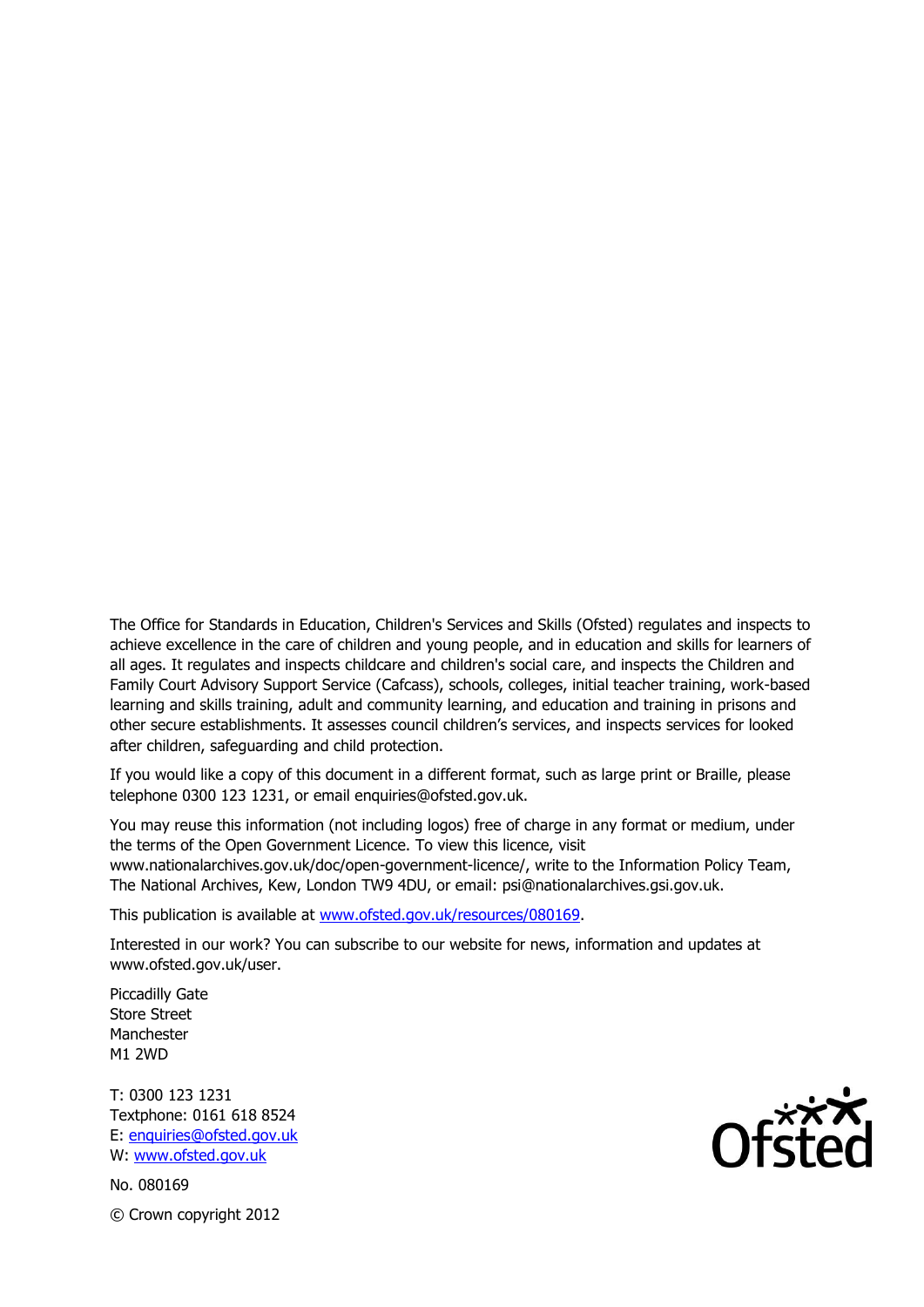The Office for Standards in Education, Children's Services and Skills (Ofsted) regulates and inspects to achieve excellence in the care of children and young people, and in education and skills for learners of all ages. It regulates and inspects childcare and children's social care, and inspects the Children and Family Court Advisory Support Service (Cafcass), schools, colleges, initial teacher training, work-based learning and skills training, adult and community learning, and education and training in prisons and other secure establishments. It assesses council children's services, and inspects services for looked after children, safeguarding and child protection.

If you would like a copy of this document in a different format, such as large print or Braille, please telephone 0300 123 1231, or email enquiries@ofsted.gov.uk.

You may reuse this information (not including logos) free of charge in any format or medium, under the terms of the Open Government Licence. To view this licence, visit www.nationalarchives.gov.uk/doc/open-government-licence/, write to the Information Policy Team, The National Archives, Kew, London TW9 4DU, or email: psi@nationalarchives.gsi.gov.uk.

This publication is available at www.ofsted.gov.uk/resources/080169.

Interested in our work? You can subscribe to our website for news, information and updates at www.ofsted.gov.uk/user.

Piccadilly Gate
Store Street
Manchester
M1 2WD

T: 0300 123 1231
Textphone: 0161 618 8524
E: enquiries@ofsted.gov.uk
W: www.ofsted.gov.uk

No. 080169

© Crown copyright 2012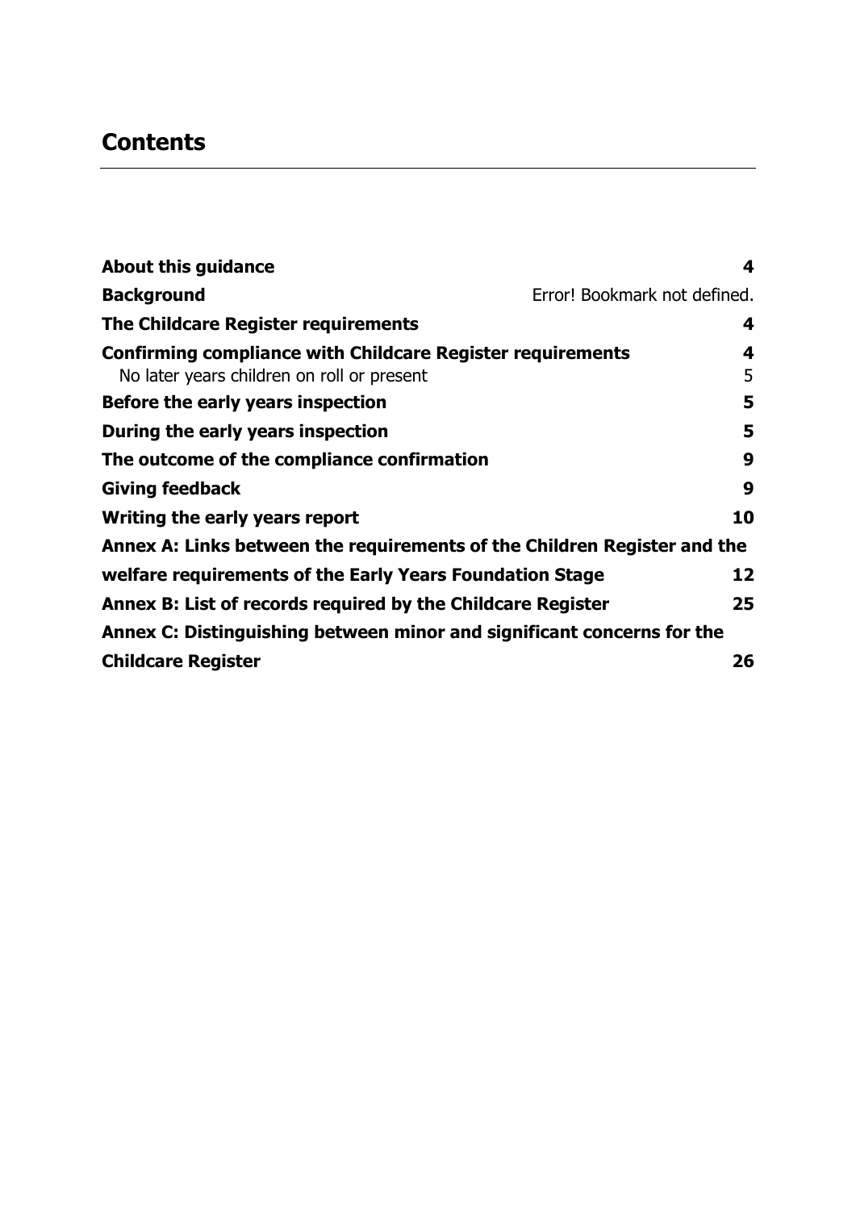## Contents

| | |
|---|---|
| **About this guidance** | **4** |
| **Background** | Error! Bookmark not defined. |
| **The Childcare Register requirements** | **4** |
| **Confirming compliance with Childcare Register requirements** | **4** |
| No later years children on roll or present | 5 |
| **Before the early years inspection** | **5** |
| **During the early years inspection** | **5** |
| **The outcome of the compliance confirmation** | **9** |
| **Giving feedback** | **9** |
| **Writing the early years report** | **10** |
| **Annex A: Links between the requirements of the Children Register and the welfare requirements of the Early Years Foundation Stage** | **12** |
| **Annex B: List of records required by the Childcare Register** | **25** |
| **Annex C: Distinguishing between minor and significant concerns for the Childcare Register** | **26** |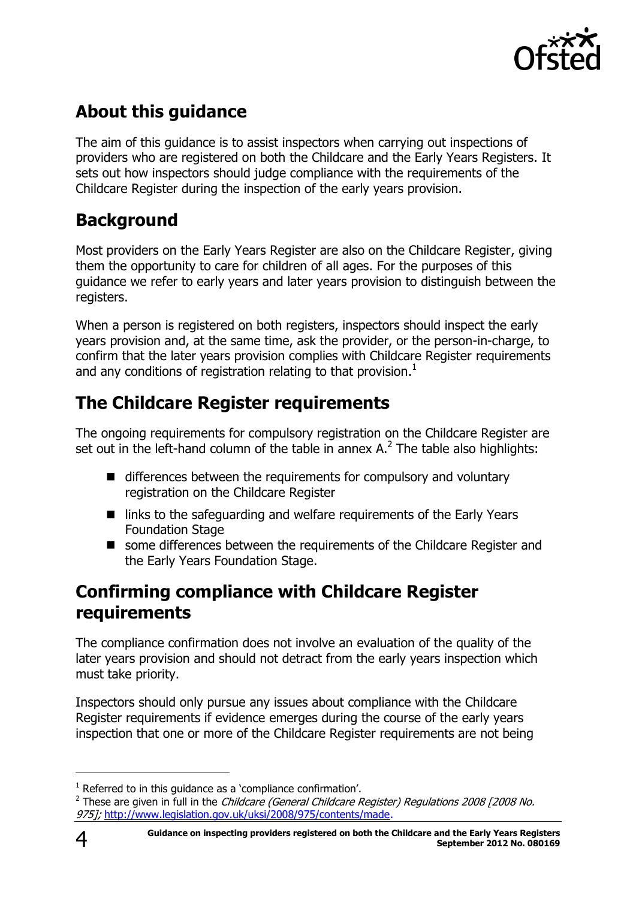## About this guidance

The aim of this guidance is to assist inspectors when carrying out inspections of providers who are registered on both the Childcare and the Early Years Registers. It sets out how inspectors should judge compliance with the requirements of the Childcare Register during the inspection of the early years provision.

## Background

Most providers on the Early Years Register are also on the Childcare Register, giving them the opportunity to care for children of all ages. For the purposes of this guidance we refer to early years and later years provision to distinguish between the registers.

When a person is registered on both registers, inspectors should inspect the early years provision and, at the same time, ask the provider, or the person-in-charge, to confirm that the later years provision complies with Childcare Register requirements and any conditions of registration relating to that provision.[1]

## The Childcare Register requirements

The ongoing requirements for compulsory registration on the Childcare Register are set out in the left-hand column of the table in annex A.[2] The table also highlights:

- differences between the requirements for compulsory and voluntary registration on the Childcare Register
- links to the safeguarding and welfare requirements of the Early Years Foundation Stage
- some differences between the requirements of the Childcare Register and the Early Years Foundation Stage.

## Confirming compliance with Childcare Register requirements

The compliance confirmation does not involve an evaluation of the quality of the later years provision and should not detract from the early years inspection which must take priority.

Inspectors should only pursue any issues about compliance with the Childcare Register requirements if evidence emerges during the course of the early years inspection that one or more of the Childcare Register requirements are not being

---

[1] Referred to in this guidance as a 'compliance confirmation'.

[2] These are given in full in the *Childcare (General Childcare Register) Regulations 2008 [2008 No. 975]*; http://www.legislation.gov.uk/uksi/2008/975/contents/made.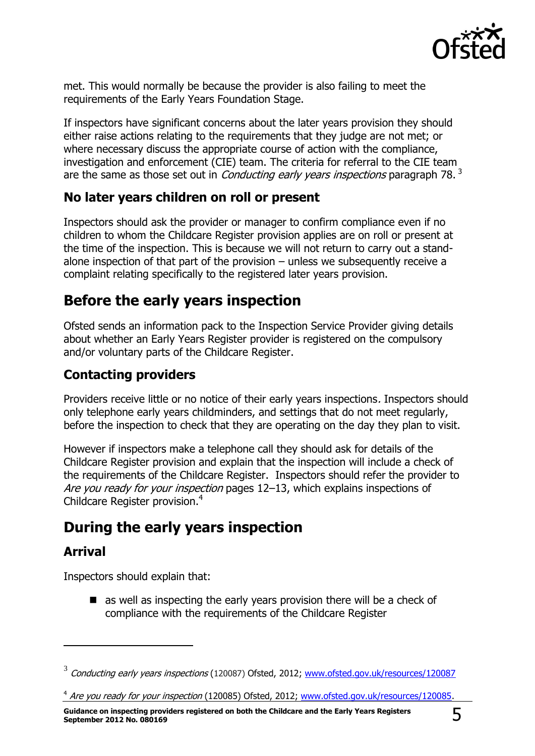met. This would normally be because the provider is also failing to meet the requirements of the Early Years Foundation Stage.

If inspectors have significant concerns about the later years provision they should either raise actions relating to the requirements that they judge are not met; or where necessary discuss the appropriate course of action with the compliance, investigation and enforcement (CIE) team. The criteria for referral to the CIE team are the same as those set out in *Conducting early years inspections* paragraph 78. [3]

### No later years children on roll or present

Inspectors should ask the provider or manager to confirm compliance even if no children to whom the Childcare Register provision applies are on roll or present at the time of the inspection. This is because we will not return to carry out a stand-alone inspection of that part of the provision – unless we subsequently receive a complaint relating specifically to the registered later years provision.

## Before the early years inspection

Ofsted sends an information pack to the Inspection Service Provider giving details about whether an Early Years Register provider is registered on the compulsory and/or voluntary parts of the Childcare Register.

### Contacting providers

Providers receive little or no notice of their early years inspections. Inspectors should only telephone early years childminders, and settings that do not meet regularly, before the inspection to check that they are operating on the day they plan to visit.

However if inspectors make a telephone call they should ask for details of the Childcare Register provision and explain that the inspection will include a check of the requirements of the Childcare Register. Inspectors should refer the provider to *Are you ready for your inspection* pages 12–13, which explains inspections of Childcare Register provision.[4]

## During the early years inspection

### Arrival

Inspectors should explain that:

- as well as inspecting the early years provision there will be a check of compliance with the requirements of the Childcare Register

---

[3] *Conducting early years inspections* (120087) Ofsted, 2012; www.ofsted.gov.uk/resources/120087

[4] *Are you ready for your inspection* (120085) Ofsted, 2012; www.ofsted.gov.uk/resources/120085.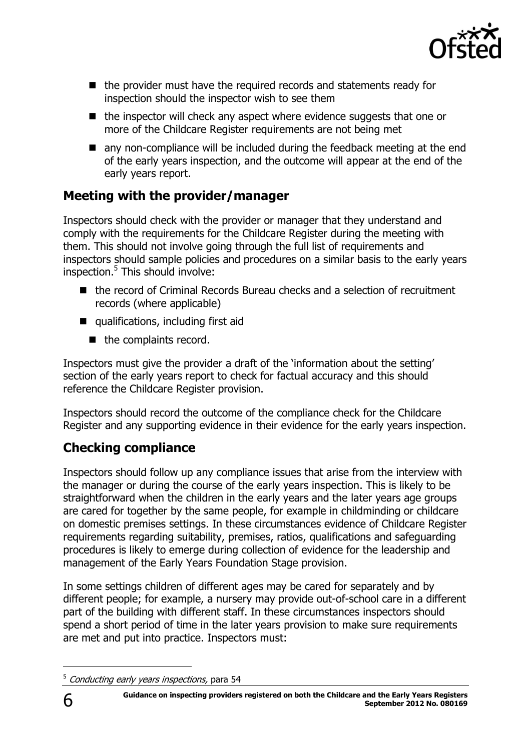- the provider must have the required records and statements ready for inspection should the inspector wish to see them
- the inspector will check any aspect where evidence suggests that one or more of the Childcare Register requirements are not being met
- any non-compliance will be included during the feedback meeting at the end of the early years inspection, and the outcome will appear at the end of the early years report.

## Meeting with the provider/manager

Inspectors should check with the provider or manager that they understand and comply with the requirements for the Childcare Register during the meeting with them. This should not involve going through the full list of requirements and inspectors should sample policies and procedures on a similar basis to the early years inspection.[5] This should involve:

- the record of Criminal Records Bureau checks and a selection of recruitment records (where applicable)
- qualifications, including first aid
  - the complaints record.

Inspectors must give the provider a draft of the 'information about the setting' section of the early years report to check for factual accuracy and this should reference the Childcare Register provision.

Inspectors should record the outcome of the compliance check for the Childcare Register and any supporting evidence in their evidence for the early years inspection.

## Checking compliance

Inspectors should follow up any compliance issues that arise from the interview with the manager or during the course of the early years inspection. This is likely to be straightforward when the children in the early years and the later years age groups are cared for together by the same people, for example in childminding or childcare on domestic premises settings. In these circumstances evidence of Childcare Register requirements regarding suitability, premises, ratios, qualifications and safeguarding procedures is likely to emerge during collection of evidence for the leadership and management of the Early Years Foundation Stage provision.

In some settings children of different ages may be cared for separately and by different people; for example, a nursery may provide out-of-school care in a different part of the building with different staff. In these circumstances inspectors should spend a short period of time in the later years provision to make sure requirements are met and put into practice. Inspectors must:

---

[5] *Conducting early years inspections,* para 54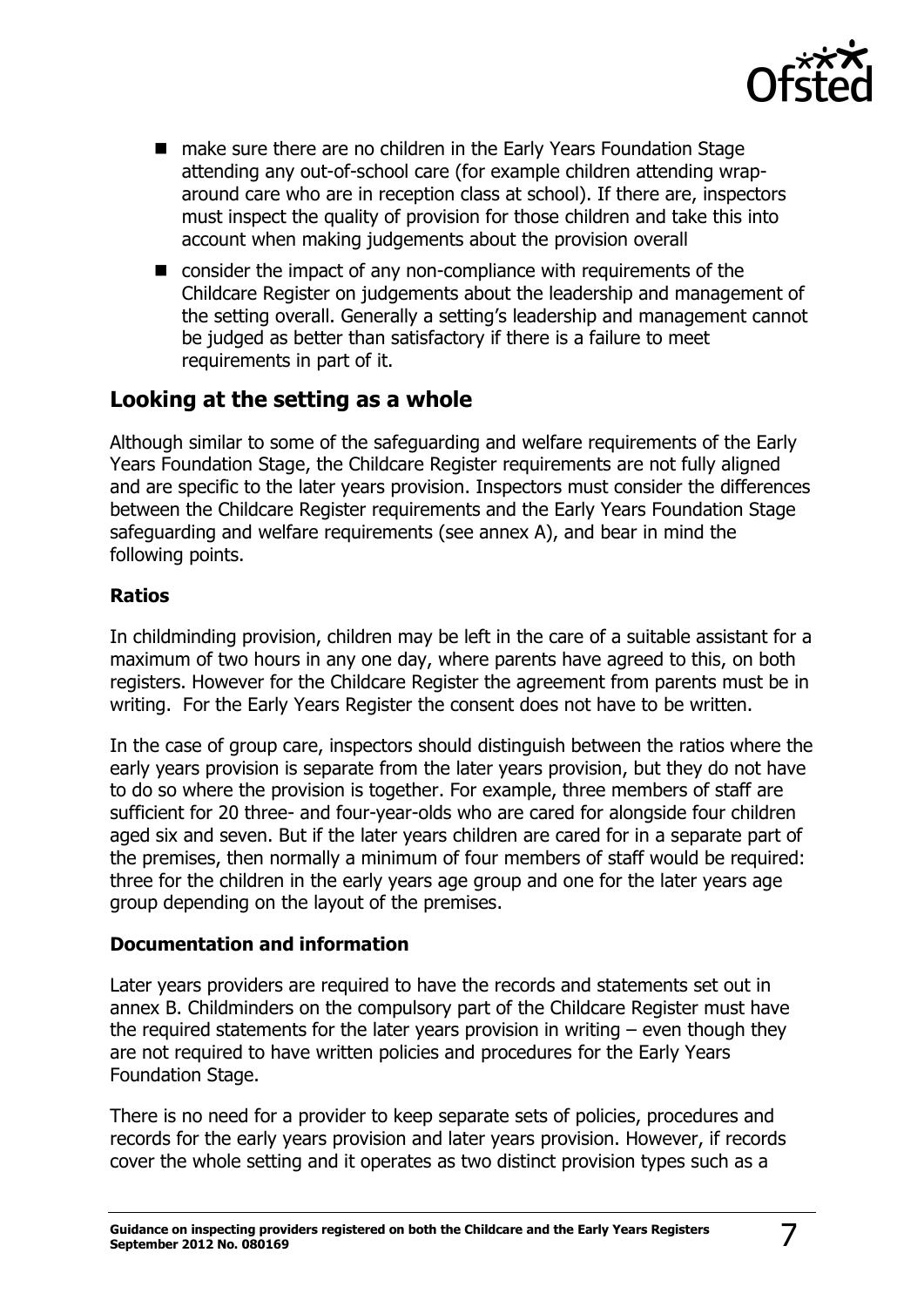- make sure there are no children in the Early Years Foundation Stage attending any out-of-school care (for example children attending wrap-around care who are in reception class at school). If there are, inspectors must inspect the quality of provision for those children and take this into account when making judgements about the provision overall
- consider the impact of any non-compliance with requirements of the Childcare Register on judgements about the leadership and management of the setting overall. Generally a setting's leadership and management cannot be judged as better than satisfactory if there is a failure to meet requirements in part of it.

## Looking at the setting as a whole

Although similar to some of the safeguarding and welfare requirements of the Early Years Foundation Stage, the Childcare Register requirements are not fully aligned and are specific to the later years provision. Inspectors must consider the differences between the Childcare Register requirements and the Early Years Foundation Stage safeguarding and welfare requirements (see annex A), and bear in mind the following points.

### Ratios

In childminding provision, children may be left in the care of a suitable assistant for a maximum of two hours in any one day, where parents have agreed to this, on both registers. However for the Childcare Register the agreement from parents must be in writing. For the Early Years Register the consent does not have to be written.

In the case of group care, inspectors should distinguish between the ratios where the early years provision is separate from the later years provision, but they do not have to do so where the provision is together. For example, three members of staff are sufficient for 20 three- and four-year-olds who are cared for alongside four children aged six and seven. But if the later years children are cared for in a separate part of the premises, then normally a minimum of four members of staff would be required: three for the children in the early years age group and one for the later years age group depending on the layout of the premises.

### Documentation and information

Later years providers are required to have the records and statements set out in annex B. Childminders on the compulsory part of the Childcare Register must have the required statements for the later years provision in writing – even though they are not required to have written policies and procedures for the Early Years Foundation Stage.

There is no need for a provider to keep separate sets of policies, procedures and records for the early years provision and later years provision. However, if records cover the whole setting and it operates as two distinct provision types such as a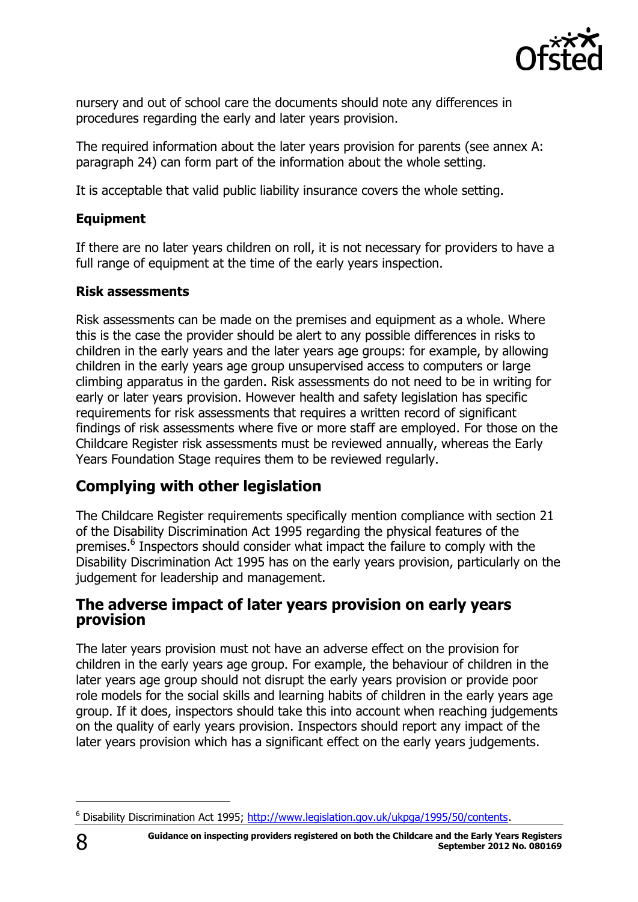nursery and out of school care the documents should note any differences in procedures regarding the early and later years provision.

The required information about the later years provision for parents (see annex A: paragraph 24) can form part of the information about the whole setting.

It is acceptable that valid public liability insurance covers the whole setting.

### Equipment

If there are no later years children on roll, it is not necessary for providers to have a full range of equipment at the time of the early years inspection.

### Risk assessments

Risk assessments can be made on the premises and equipment as a whole. Where this is the case the provider should be alert to any possible differences in risks to children in the early years and the later years age groups: for example, by allowing children in the early years age group unsupervised access to computers or large climbing apparatus in the garden. Risk assessments do not need to be in writing for early or later years provision. However health and safety legislation has specific requirements for risk assessments that requires a written record of significant findings of risk assessments where five or more staff are employed. For those on the Childcare Register risk assessments must be reviewed annually, whereas the Early Years Foundation Stage requires them to be reviewed regularly.

## Complying with other legislation

The Childcare Register requirements specifically mention compliance with section 21 of the Disability Discrimination Act 1995 regarding the physical features of the premises.[6] Inspectors should consider what impact the failure to comply with the Disability Discrimination Act 1995 has on the early years provision, particularly on the judgement for leadership and management.

## The adverse impact of later years provision on early years provision

The later years provision must not have an adverse effect on the provision for children in the early years age group. For example, the behaviour of children in the later years age group should not disrupt the early years provision or provide poor role models for the social skills and learning habits of children in the early years age group. If it does, inspectors should take this into account when reaching judgements on the quality of early years provision. Inspectors should report any impact of the later years provision which has a significant effect on the early years judgements.

---

[6] Disability Discrimination Act 1995; http://www.legislation.gov.uk/ukpga/1995/50/contents.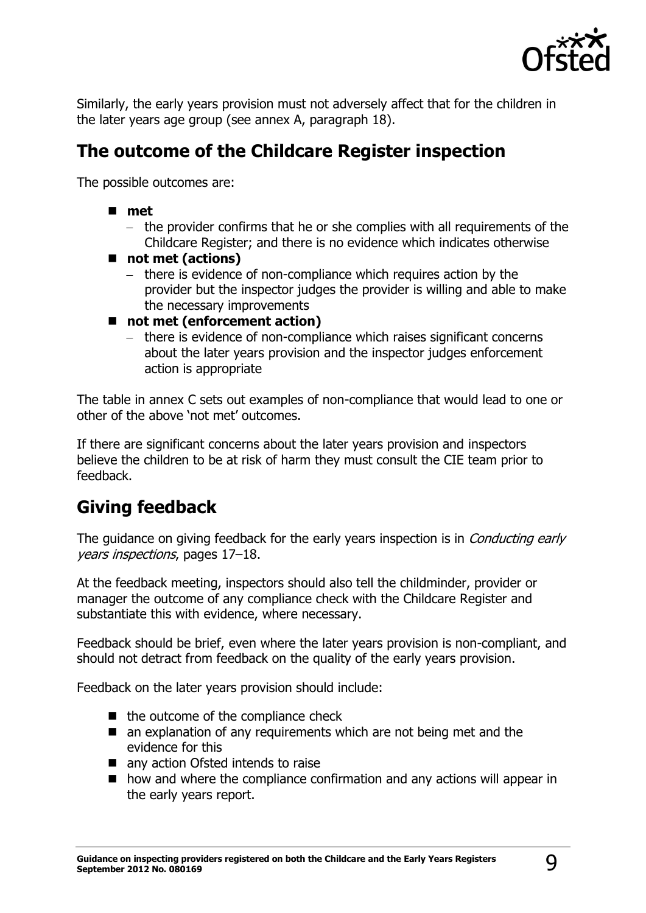Similarly, the early years provision must not adversely affect that for the children in the later years age group (see annex A, paragraph 18).

## The outcome of the Childcare Register inspection

The possible outcomes are:

- **met**
  - the provider confirms that he or she complies with all requirements of the Childcare Register; and there is no evidence which indicates otherwise
- **not met (actions)**
  - there is evidence of non-compliance which requires action by the provider but the inspector judges the provider is willing and able to make the necessary improvements
- **not met (enforcement action)**
  - there is evidence of non-compliance which raises significant concerns about the later years provision and the inspector judges enforcement action is appropriate

The table in annex C sets out examples of non-compliance that would lead to one or other of the above 'not met' outcomes.

If there are significant concerns about the later years provision and inspectors believe the children to be at risk of harm they must consult the CIE team prior to feedback.

## Giving feedback

The guidance on giving feedback for the early years inspection is in *Conducting early years inspections*, pages 17–18.

At the feedback meeting, inspectors should also tell the childminder, provider or manager the outcome of any compliance check with the Childcare Register and substantiate this with evidence, where necessary.

Feedback should be brief, even where the later years provision is non-compliant, and should not detract from feedback on the quality of the early years provision.

Feedback on the later years provision should include:

- the outcome of the compliance check
- an explanation of any requirements which are not being met and the evidence for this
- any action Ofsted intends to raise
- how and where the compliance confirmation and any actions will appear in the early years report.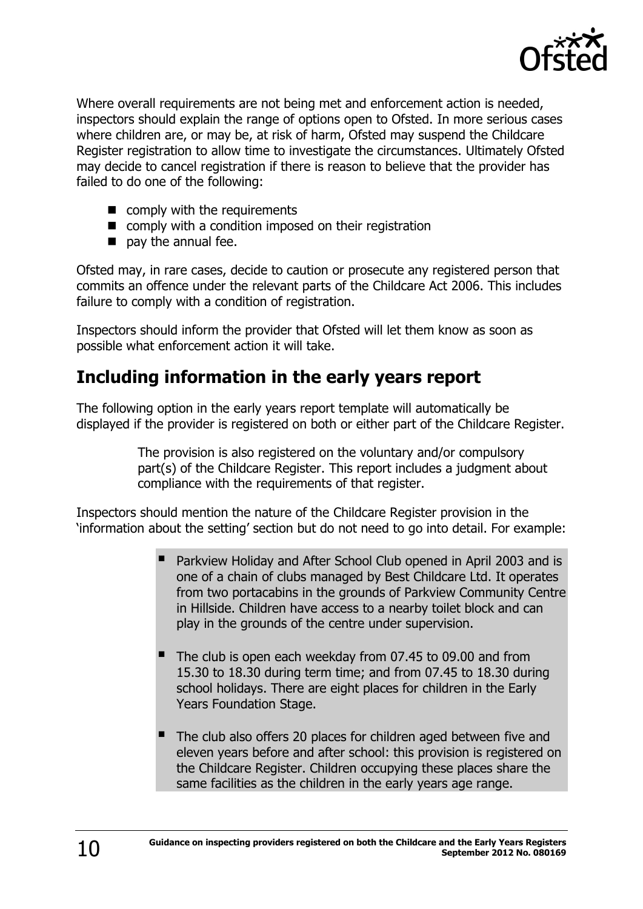Where overall requirements are not being met and enforcement action is needed, inspectors should explain the range of options open to Ofsted. In more serious cases where children are, or may be, at risk of harm, Ofsted may suspend the Childcare Register registration to allow time to investigate the circumstances. Ultimately Ofsted may decide to cancel registration if there is reason to believe that the provider has failed to do one of the following:

- comply with the requirements
- comply with a condition imposed on their registration
- pay the annual fee.

Ofsted may, in rare cases, decide to caution or prosecute any registered person that commits an offence under the relevant parts of the Childcare Act 2006. This includes failure to comply with a condition of registration.

Inspectors should inform the provider that Ofsted will let them know as soon as possible what enforcement action it will take.

## Including information in the early years report

The following option in the early years report template will automatically be displayed if the provider is registered on both or either part of the Childcare Register.

> The provision is also registered on the voluntary and/or compulsory part(s) of the Childcare Register. This report includes a judgment about compliance with the requirements of that register.

Inspectors should mention the nature of the Childcare Register provision in the 'information about the setting' section but do not need to go into detail. For example:

> - Parkview Holiday and After School Club opened in April 2003 and is one of a chain of clubs managed by Best Childcare Ltd. It operates from two portacabins in the grounds of Parkview Community Centre in Hillside. Children have access to a nearby toilet block and can play in the grounds of the centre under supervision.
> - The club is open each weekday from 07.45 to 09.00 and from 15.30 to 18.30 during term time; and from 07.45 to 18.30 during school holidays. There are eight places for children in the Early Years Foundation Stage.
> - The club also offers 20 places for children aged between five and eleven years before and after school: this provision is registered on the Childcare Register. Children occupying these places share the same facilities as the children in the early years age range.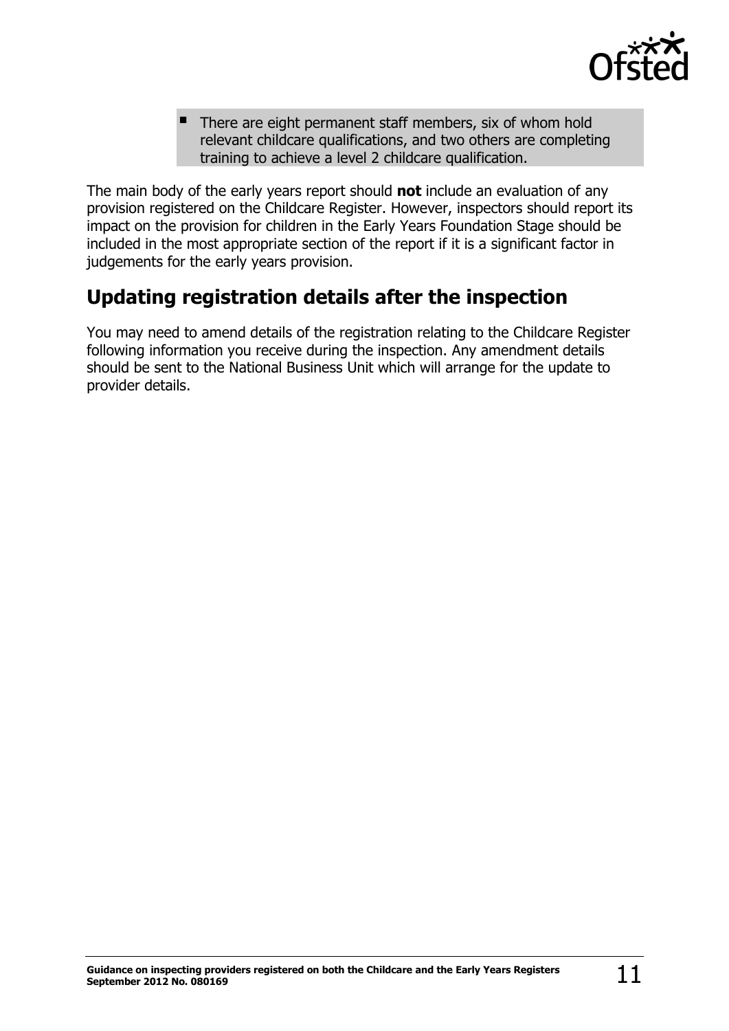- There are eight permanent staff members, six of whom hold relevant childcare qualifications, and two others are completing training to achieve a level 2 childcare qualification.

The main body of the early years report should **not** include an evaluation of any provision registered on the Childcare Register. However, inspectors should report its impact on the provision for children in the Early Years Foundation Stage should be included in the most appropriate section of the report if it is a significant factor in judgements for the early years provision.

## Updating registration details after the inspection

You may need to amend details of the registration relating to the Childcare Register following information you receive during the inspection. Any amendment details should be sent to the National Business Unit which will arrange for the update to provider details.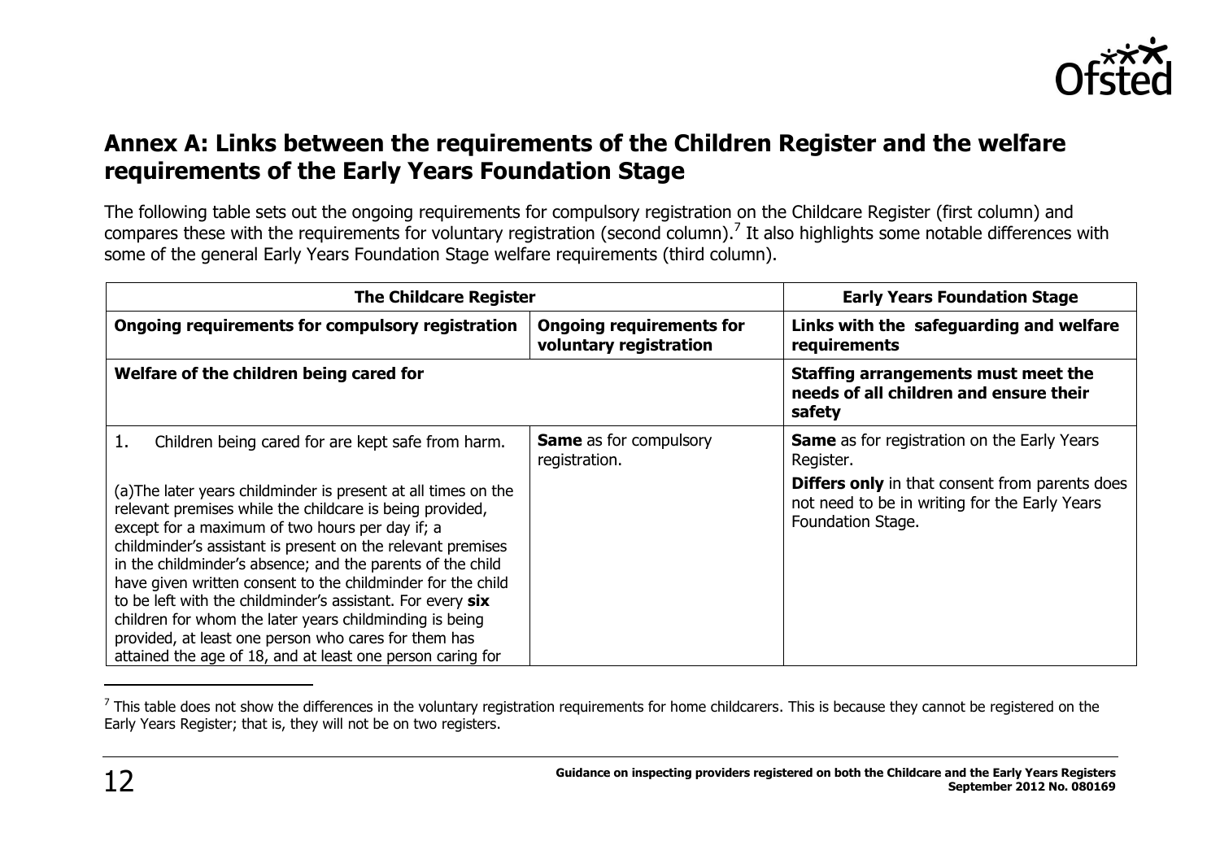## Annex A: Links between the requirements of the Children Register and the welfare requirements of the Early Years Foundation Stage

The following table sets out the ongoing requirements for compulsory registration on the Childcare Register (first column) and compares these with the requirements for voluntary registration (second column).[7] It also highlights some notable differences with some of the general Early Years Foundation Stage welfare requirements (third column).

| The Childcare Register | | Early Years Foundation Stage |
|---|---|---|
| **Ongoing requirements for compulsory registration** | **Ongoing requirements for voluntary registration** | **Links with the safeguarding and welfare requirements** |
| **Welfare of the children being cared for** | | **Staffing arrangements must meet the needs of all children and ensure their safety** |
| 1. Children being cared for are kept safe from harm.<br><br>(a)The later years childminder is present at all times on the relevant premises while the childcare is being provided, except for a maximum of two hours per day if; a childminder's assistant is present on the relevant premises in the childminder's absence; and the parents of the child have given written consent to the childminder for the child to be left with the childminder's assistant. For every **six** children for whom the later years childminding is being provided, at least one person who cares for them has attained the age of 18, and at least one person caring for | **Same** as for compulsory registration. | **Same** as for registration on the Early Years Register.<br><br>**Differs only** in that consent from parents does not need to be in writing for the Early Years Foundation Stage. |

[7] This table does not show the differences in the voluntary registration requirements for home childcarers. This is because they cannot be registered on the Early Years Register; that is, they will not be on two registers.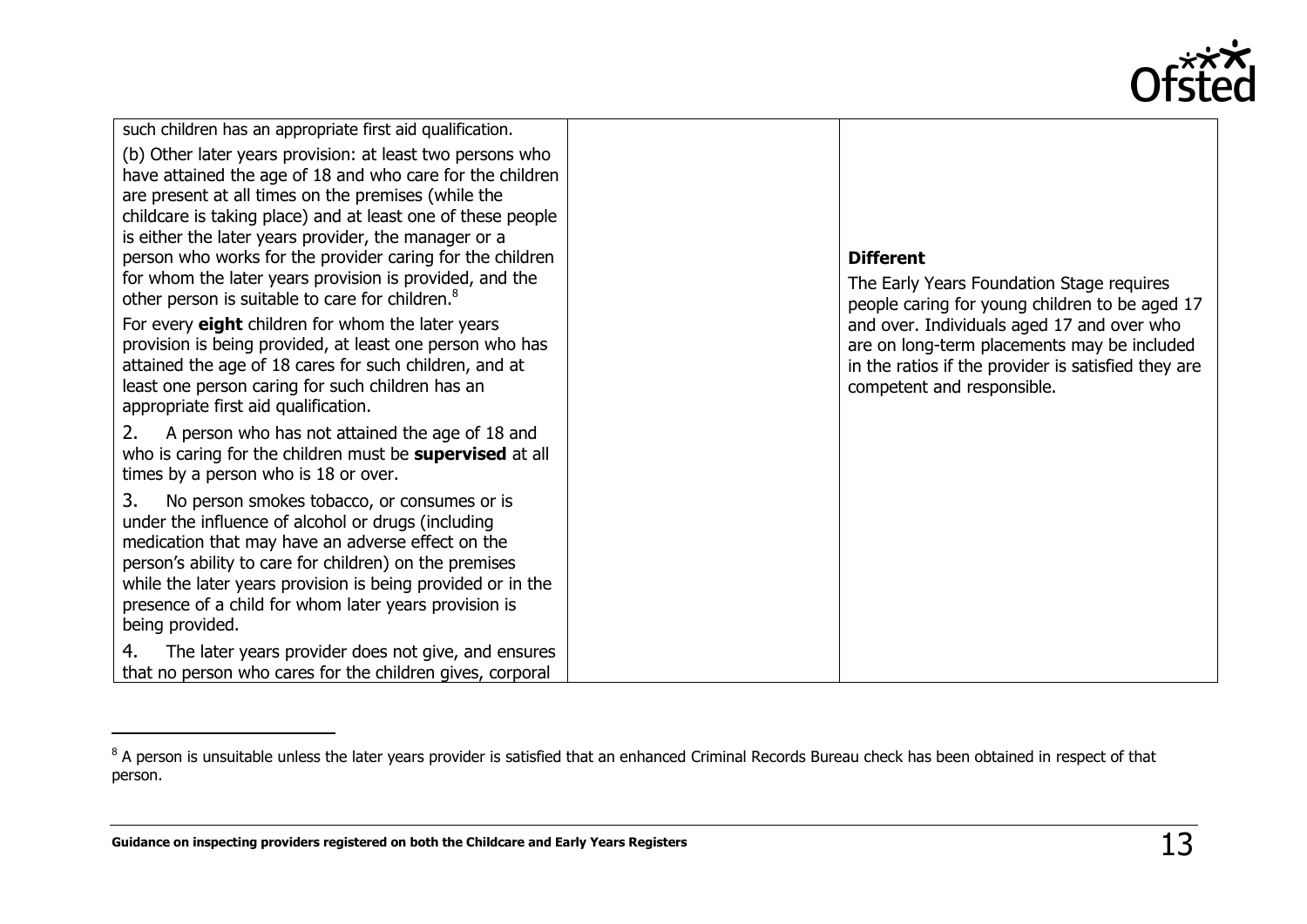| | | |
|---|---|---|
| such children has an appropriate first aid qualification.<br><br>(b) Other later years provision: at least two persons who have attained the age of 18 and who care for the children are present at all times on the premises (while the childcare is taking place) and at least one of these people is either the later years provider, the manager or a person who works for the provider caring for the children for whom the later years provision is provided, and the other person is suitable to care for children.[8]<br><br>For every **eight** children for whom the later years provision is being provided, at least one person who has attained the age of 18 cares for such children, and at least one person caring for such children has an appropriate first aid qualification.<br><br>2. A person who has not attained the age of 18 and who is caring for the children must be **supervised** at all times by a person who is 18 or over.<br><br>3. No person smokes tobacco, or consumes or is under the influence of alcohol or drugs (including medication that may have an adverse effect on the person's ability to care for children) on the premises while the later years provision is being provided or in the presence of a child for whom later years provision is being provided.<br><br>4. The later years provider does not give, and ensures that no person who cares for the children gives, corporal | | **Different**<br><br>The Early Years Foundation Stage requires people caring for young children to be aged 17 and over. Individuals aged 17 and over who are on long-term placements may be included in the ratios if the provider is satisfied they are competent and responsible. |

[8] A person is unsuitable unless the later years provider is satisfied that an enhanced Criminal Records Bureau check has been obtained in respect of that person.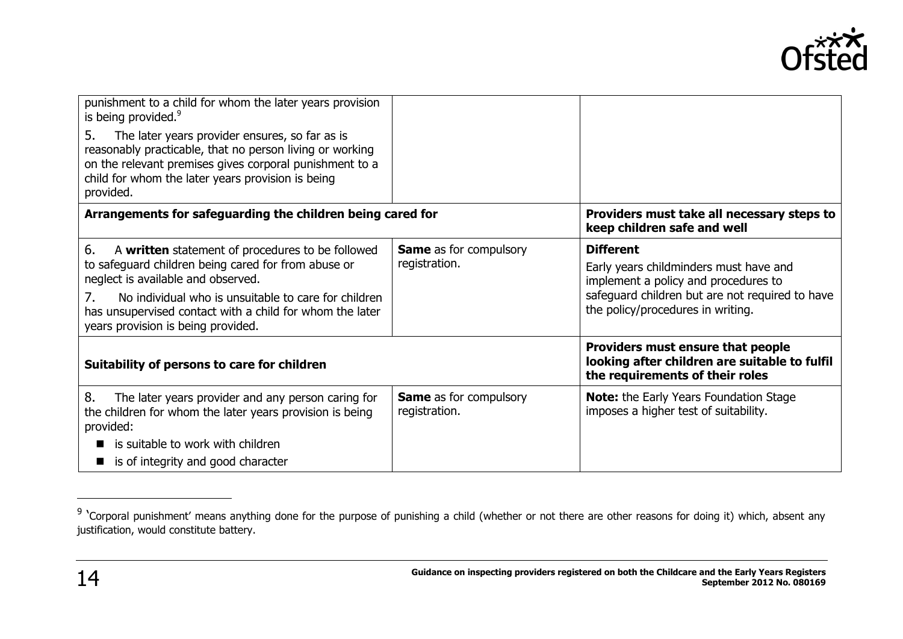| | | |
|---|---|---|
| punishment to a child for whom the later years provision is being provided.[9]<br><br>5. The later years provider ensures, so far as is reasonably practicable, that no person living or working on the relevant premises gives corporal punishment to a child for whom the later years provision is being provided. | | |
| **Arrangements for safeguarding the children being cared for** | | **Providers must take all necessary steps to keep children safe and well** |
| 6. A **written** statement of procedures to be followed to safeguard children being cared for from abuse or neglect is available and observed.<br><br>7. No individual who is unsuitable to care for children has unsupervised contact with a child for whom the later years provision is being provided. | **Same** as for compulsory registration. | **Different**<br><br>Early years childminders must have and implement a policy and procedures to safeguard children but are not required to have the policy/procedures in writing. |
| **Suitability of persons to care for children** | | **Providers must ensure that people looking after children are suitable to fulfil the requirements of their roles** |
| 8. The later years provider and any person caring for the children for whom the later years provision is being provided:<br>■ is suitable to work with children<br>■ is of integrity and good character | **Same** as for compulsory registration. | **Note:** the Early Years Foundation Stage imposes a higher test of suitability. |

[9] 'Corporal punishment' means anything done for the purpose of punishing a child (whether or not there are other reasons for doing it) which, absent any justification, would constitute battery.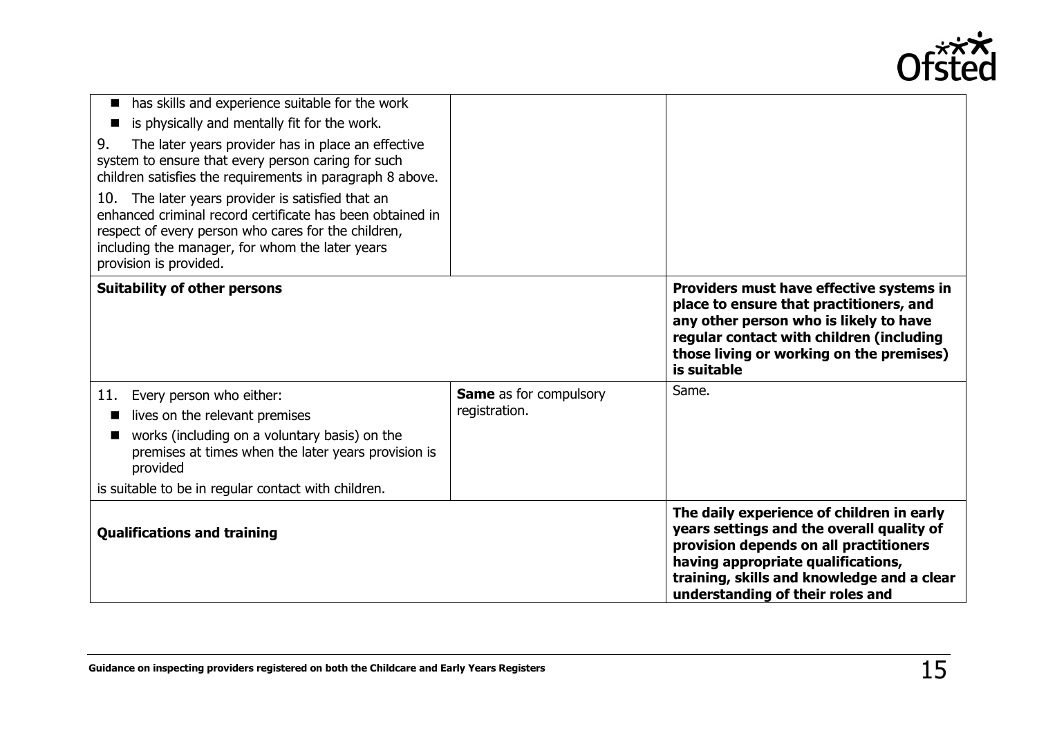| | | |
|---|---|---|
| ■ has skills and experience suitable for the work<br>■ is physically and mentally fit for the work.<br>9. The later years provider has in place an effective system to ensure that every person caring for such children satisfies the requirements in paragraph 8 above.<br>10. The later years provider is satisfied that an enhanced criminal record certificate has been obtained in respect of every person who cares for the children, including the manager, for whom the later years provision is provided. | | |
| **Suitability of other persons** | | **Providers must have effective systems in place to ensure that practitioners, and any other person who is likely to have regular contact with children (including those living or working on the premises) is suitable** |
| 11. Every person who either:<br>■ lives on the relevant premises<br>■ works (including on a voluntary basis) on the premises at times when the later years provision is provided<br>is suitable to be in regular contact with children. | **Same** as for compulsory registration. | Same. |
| **Qualifications and training** | | **The daily experience of children in early years settings and the overall quality of provision depends on all practitioners having appropriate qualifications, training, skills and knowledge and a clear understanding of their roles and** |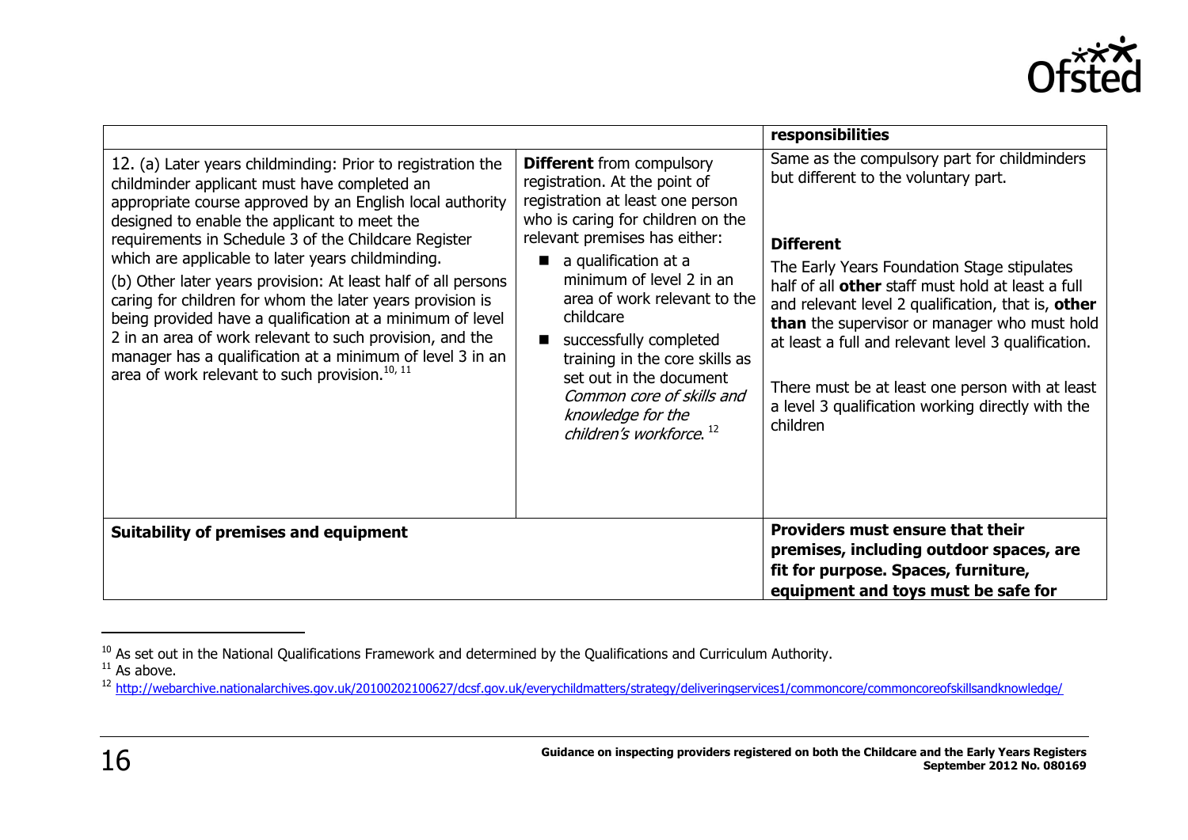| | | responsibilities |
|---|---|---|
| 12. (a) Later years childminding: Prior to registration the childminder applicant must have completed an appropriate course approved by an English local authority designed to enable the applicant to meet the requirements in Schedule 3 of the Childcare Register which are applicable to later years childminding.<br>(b) Other later years provision: At least half of all persons caring for children for whom the later years provision is being provided have a qualification at a minimum of level 2 in an area of work relevant to such provision, and the manager has a qualification at a minimum of level 3 in an area of work relevant to such provision.[10, 11] | **Different** from compulsory registration. At the point of registration at least one person who is caring for children on the relevant premises has either:<br>■ a qualification at a minimum of level 2 in an area of work relevant to the childcare<br>■ successfully completed training in the core skills as set out in the document *Common core of skills and knowledge for the children's workforce*.[12] | Same as the compulsory part for childminders but different to the voluntary part.<br><br>**Different**<br>The Early Years Foundation Stage stipulates half of all **other** staff must hold at least a full and relevant level 2 qualification, that is, **other than** the supervisor or manager who must hold at least a full and relevant level 3 qualification.<br><br>There must be at least one person with at least a level 3 qualification working directly with the children |
| **Suitability of premises and equipment** | | **Providers must ensure that their premises, including outdoor spaces, are fit for purpose. Spaces, furniture, equipment and toys must be safe for** |

[10] As set out in the National Qualifications Framework and determined by the Qualifications and Curriculum Authority.

[11] As above.

[12] http://webarchive.nationalarchives.gov.uk/20100202100627/dcsf.gov.uk/everychildmatters/strategy/deliveringservices1/commoncore/commoncoreofskillsandknowledge/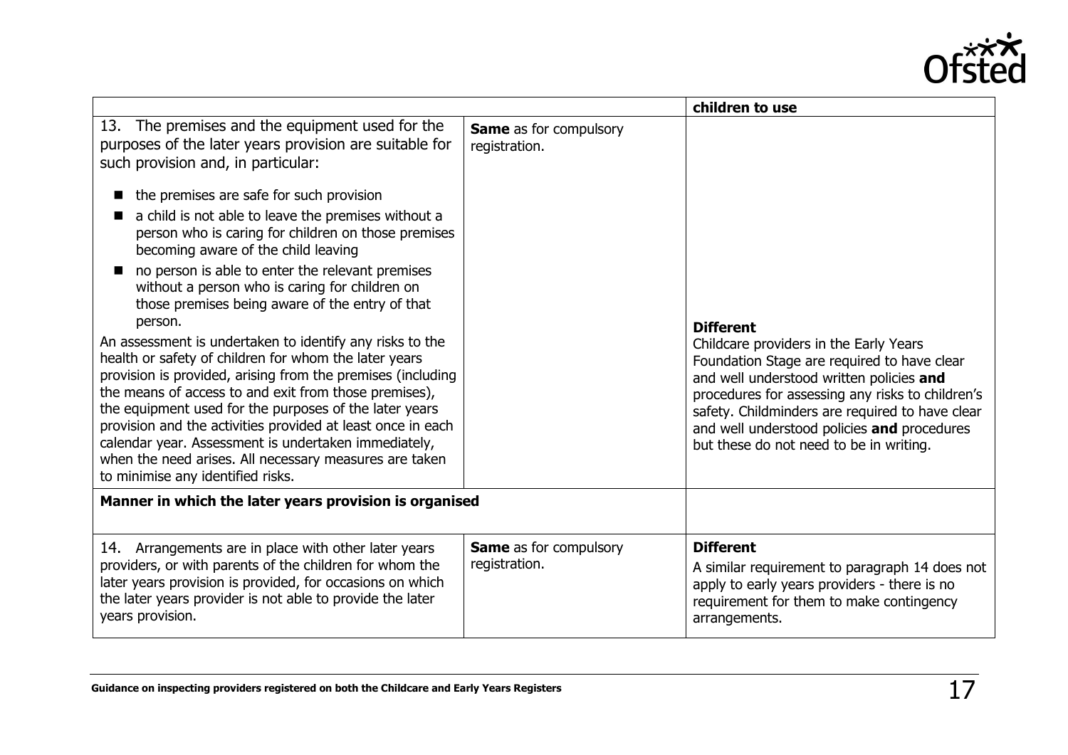| | | children to use |
|---|---|---|
| 13. The premises and the equipment used for the purposes of the later years provision are suitable for such provision and, in particular: <br>■ the premises are safe for such provision <br>■ a child is not able to leave the premises without a person who is caring for children on those premises becoming aware of the child leaving <br>■ no person is able to enter the relevant premises without a person who is caring for children on those premises being aware of the entry of that person. <br>An assessment is undertaken to identify any risks to the health or safety of children for whom the later years provision is provided, arising from the premises (including the means of access to and exit from those premises), the equipment used for the purposes of the later years provision and the activities provided at least once in each calendar year. Assessment is undertaken immediately, when the need arises. All necessary measures are taken to minimise any identified risks. | **Same** as for compulsory registration. | **Different** <br>Childcare providers in the Early Years Foundation Stage are required to have clear and well understood written policies **and** procedures for assessing any risks to children's safety. Childminders are required to have clear and well understood policies **and** procedures but these do not need to be in writing. |
| **Manner in which the later years provision is organised** | | |
| 14. Arrangements are in place with other later years providers, or with parents of the children for whom the later years provision is provided, for occasions on which the later years provider is not able to provide the later years provision. | **Same** as for compulsory registration. | **Different** <br>A similar requirement to paragraph 14 does not apply to early years providers - there is no requirement for them to make contingency arrangements. |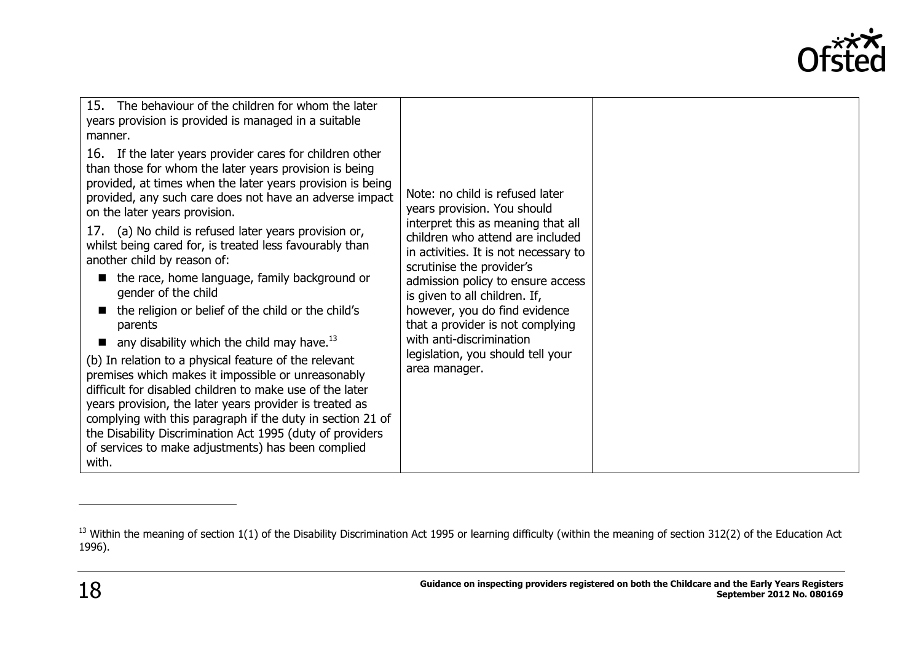| | | |
|---|---|---|
| 15. The behaviour of the children for whom the later years provision is provided is managed in a suitable manner.<br><br>16. If the later years provider cares for children other than those for whom the later years provision is being provided, at times when the later years provision is being provided, any such care does not have an adverse impact on the later years provision.<br><br>17. (a) No child is refused later years provision or, whilst being cared for, is treated less favourably than another child by reason of:<br>■ the race, home language, family background or gender of the child<br>■ the religion or belief of the child or the child's parents<br>■ any disability which the child may have.[13]<br><br>(b) In relation to a physical feature of the relevant premises which makes it impossible or unreasonably difficult for disabled children to make use of the later years provision, the later years provider is treated as complying with this paragraph if the duty in section 21 of the Disability Discrimination Act 1995 (duty of providers of services to make adjustments) has been complied with. | Note: no child is refused later years provision. You should interpret this as meaning that all children who attend are included in activities. It is not necessary to scrutinise the provider's admission policy to ensure access is given to all children. If, however, you do find evidence that a provider is not complying with anti-discrimination legislation, you should tell your area manager. | |

[13] Within the meaning of section 1(1) of the Disability Discrimination Act 1995 or learning difficulty (within the meaning of section 312(2) of the Education Act 1996).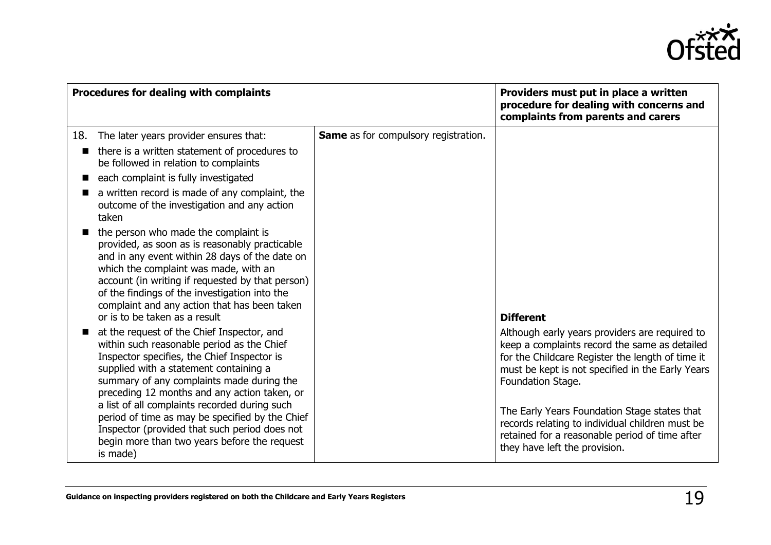| Procedures for dealing with complaints | | Providers must put in place a written procedure for dealing with concerns and complaints from parents and carers |
|---|---|---|
| 18. The later years provider ensures that:<br>■ there is a written statement of procedures to be followed in relation to complaints<br>■ each complaint is fully investigated<br>■ a written record is made of any complaint, the outcome of the investigation and any action taken<br>■ the person who made the complaint is provided, as soon as is reasonably practicable and in any event within 28 days of the date on which the complaint was made, with an account (in writing if requested by that person) of the findings of the investigation into the complaint and any action that has been taken or is to be taken as a result<br>■ at the request of the Chief Inspector, and within such reasonable period as the Chief Inspector specifies, the Chief Inspector is supplied with a statement containing a summary of any complaints made during the preceding 12 months and any action taken, or a list of all complaints recorded during such period of time as may be specified by the Chief Inspector (provided that such period does not begin more than two years before the request is made) | **Same** as for compulsory registration. | **Different**<br>Although early years providers are required to keep a complaints record the same as detailed for the Childcare Register the length of time it must be kept is not specified in the Early Years Foundation Stage.<br><br>The Early Years Foundation Stage states that records relating to individual children must be retained for a reasonable period of time after they have left the provision. |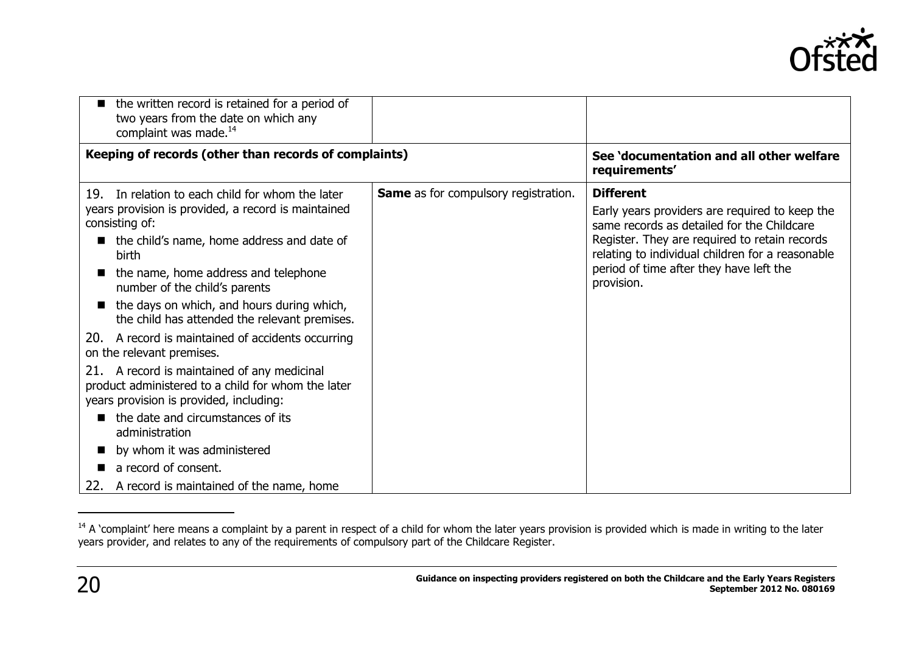| | | |
|---|---|---|
| ■ the written record is retained for a period of two years from the date on which any complaint was made.[14] | | |
| **Keeping of records (other than records of complaints)** | | **See 'documentation and all other welfare requirements'** |
| 19. In relation to each child for whom the later years provision is provided, a record is maintained consisting of:<br>■ the child's name, home address and date of birth<br>■ the name, home address and telephone number of the child's parents<br>■ the days on which, and hours during which, the child has attended the relevant premises.<br>20. A record is maintained of accidents occurring on the relevant premises.<br>21. A record is maintained of any medicinal product administered to a child for whom the later years provision is provided, including:<br>■ the date and circumstances of its administration<br>■ by whom it was administered<br>■ a record of consent.<br>22. A record is maintained of the name, home | **Same** as for compulsory registration. | **Different**<br>Early years providers are required to keep the same records as detailed for the Childcare Register. They are required to retain records relating to individual children for a reasonable period of time after they have left the provision. |

[14] A 'complaint' here means a complaint by a parent in respect of a child for whom the later years provision is provided which is made in writing to the later years provider, and relates to any of the requirements of compulsory part of the Childcare Register.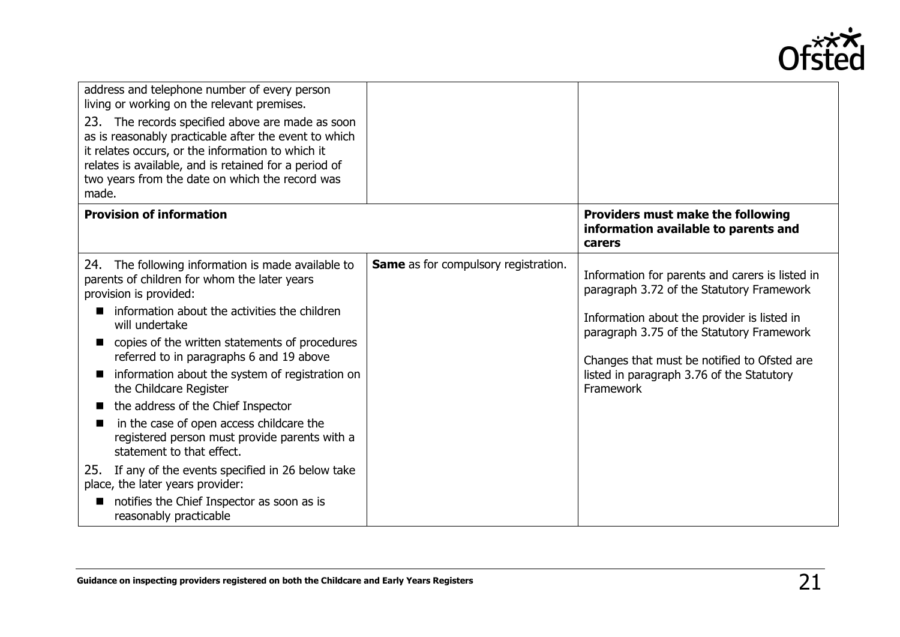| | | |
|---|---|---|
| address and telephone number of every person living or working on the relevant premises.<br><br>23. The records specified above are made as soon as is reasonably practicable after the event to which it relates occurs, or the information to which it relates is available, and is retained for a period of two years from the date on which the record was made. | | |
| **Provision of information** | | **Providers must make the following information available to parents and carers** |
| 24. The following information is made available to parents of children for whom the later years provision is provided:<br>■ information about the activities the children will undertake<br>■ copies of the written statements of procedures referred to in paragraphs 6 and 19 above<br>■ information about the system of registration on the Childcare Register<br>■ the address of the Chief Inspector<br>■ in the case of open access childcare the registered person must provide parents with a statement to that effect.<br><br>25. If any of the events specified in 26 below take place, the later years provider:<br>■ notifies the Chief Inspector as soon as is reasonably practicable | **Same** as for compulsory registration. | Information for parents and carers is listed in paragraph 3.72 of the Statutory Framework<br><br>Information about the provider is listed in paragraph 3.75 of the Statutory Framework<br><br>Changes that must be notified to Ofsted are listed in paragraph 3.76 of the Statutory Framework |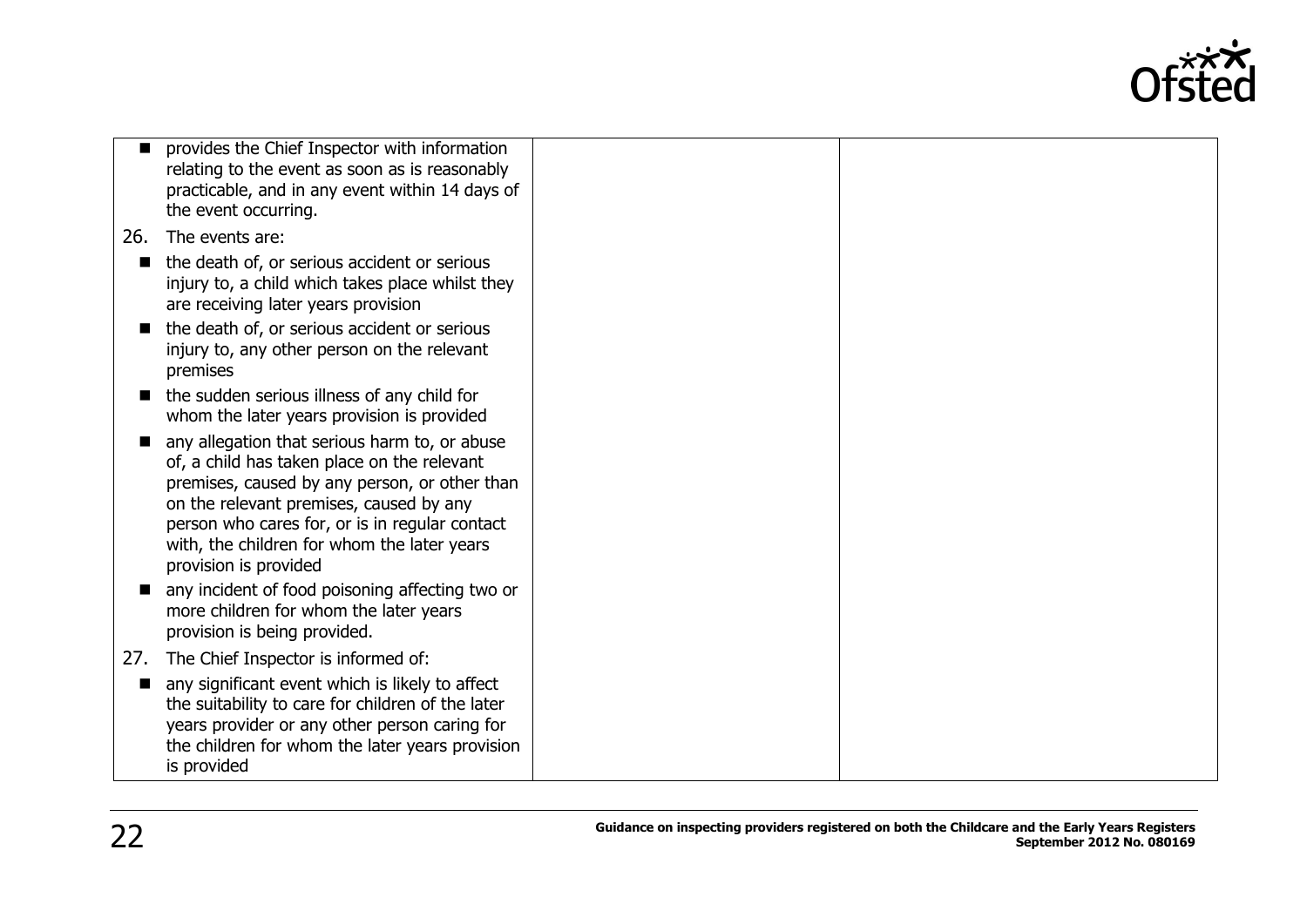| | | |
|---|---|---|
| ■ provides the Chief Inspector with information relating to the event as soon as is reasonably practicable, and in any event within 14 days of the event occurring.<br>26. The events are:<br>■ the death of, or serious accident or serious injury to, a child which takes place whilst they are receiving later years provision<br>■ the death of, or serious accident or serious injury to, any other person on the relevant premises<br>■ the sudden serious illness of any child for whom the later years provision is provided<br>■ any allegation that serious harm to, or abuse of, a child has taken place on the relevant premises, caused by any person, or other than on the relevant premises, caused by any person who cares for, or is in regular contact with, the children for whom the later years provision is provided<br>■ any incident of food poisoning affecting two or more children for whom the later years provision is being provided.<br>27. The Chief Inspector is informed of:<br>■ any significant event which is likely to affect the suitability to care for children of the later years provider or any other person caring for the children for whom the later years provision is provided | | |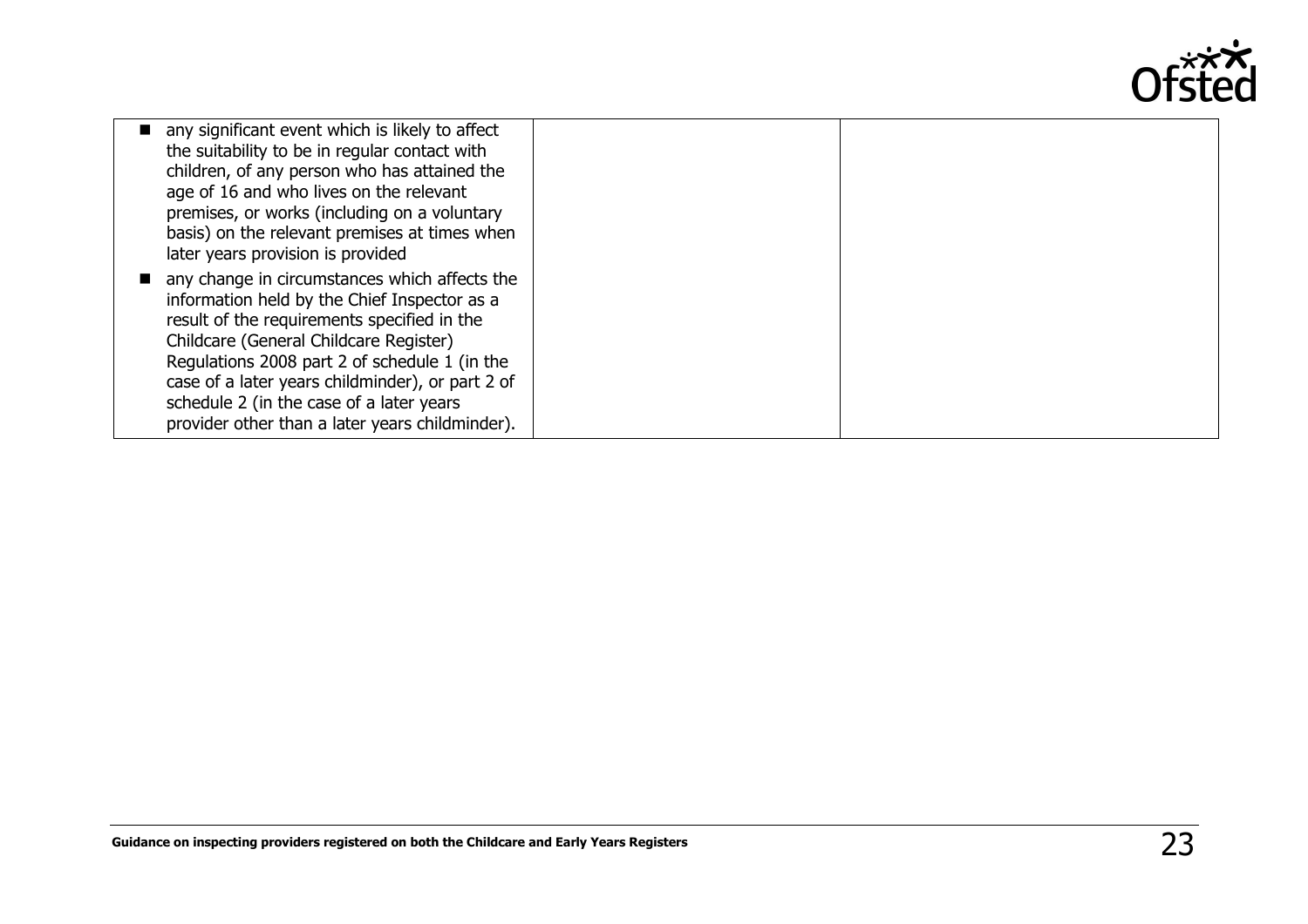| | | |
|---|---|---|
| ■ any significant event which is likely to affect the suitability to be in regular contact with children, of any person who has attained the age of 16 and who lives on the relevant premises, or works (including on a voluntary basis) on the relevant premises at times when later years provision is provided<br>■ any change in circumstances which affects the information held by the Chief Inspector as a result of the requirements specified in the Childcare (General Childcare Register) Regulations 2008 part 2 of schedule 1 (in the case of a later years childminder), or part 2 of schedule 2 (in the case of a later years provider other than a later years childminder). | | |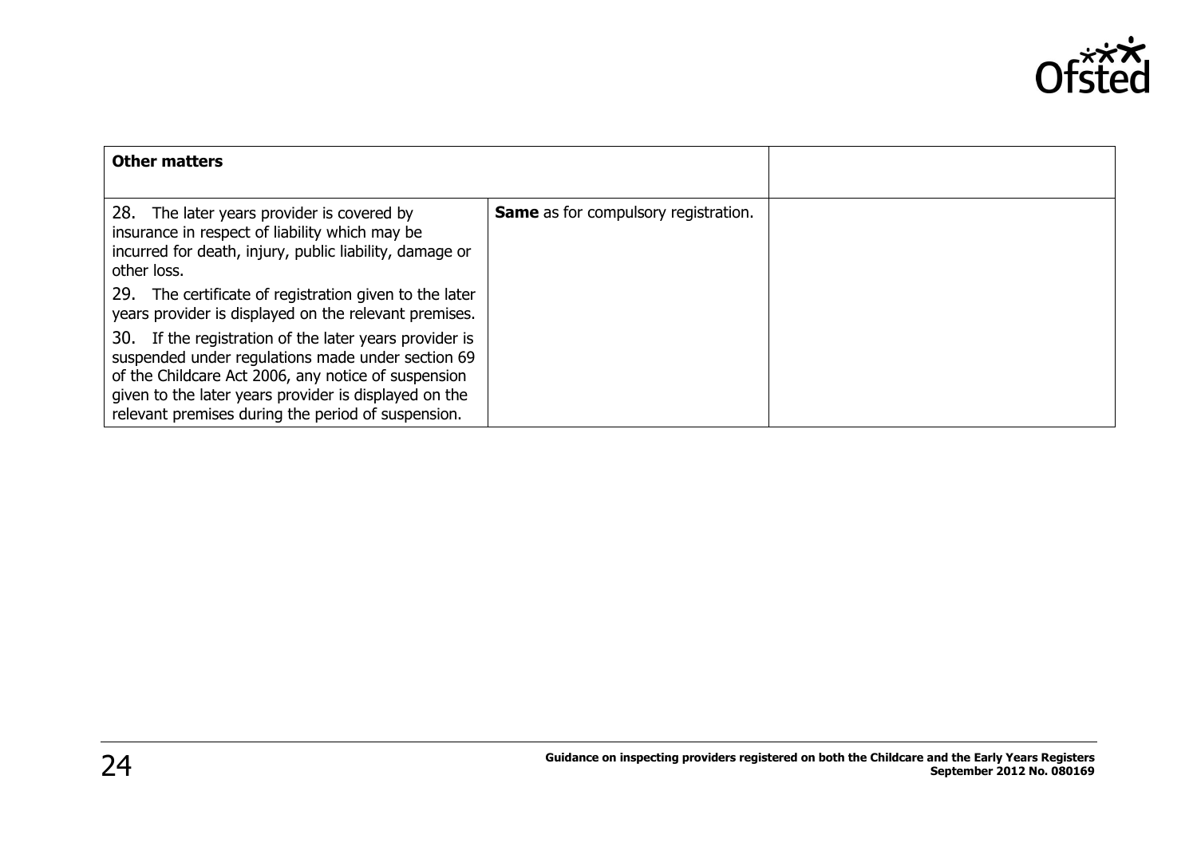| **Other matters** | | |
|---|---|---|
| 28. The later years provider is covered by insurance in respect of liability which may be incurred for death, injury, public liability, damage or other loss.<br><br>29. The certificate of registration given to the later years provider is displayed on the relevant premises.<br><br>30. If the registration of the later years provider is suspended under regulations made under section 69 of the Childcare Act 2006, any notice of suspension given to the later years provider is displayed on the relevant premises during the period of suspension. | **Same** as for compulsory registration. | |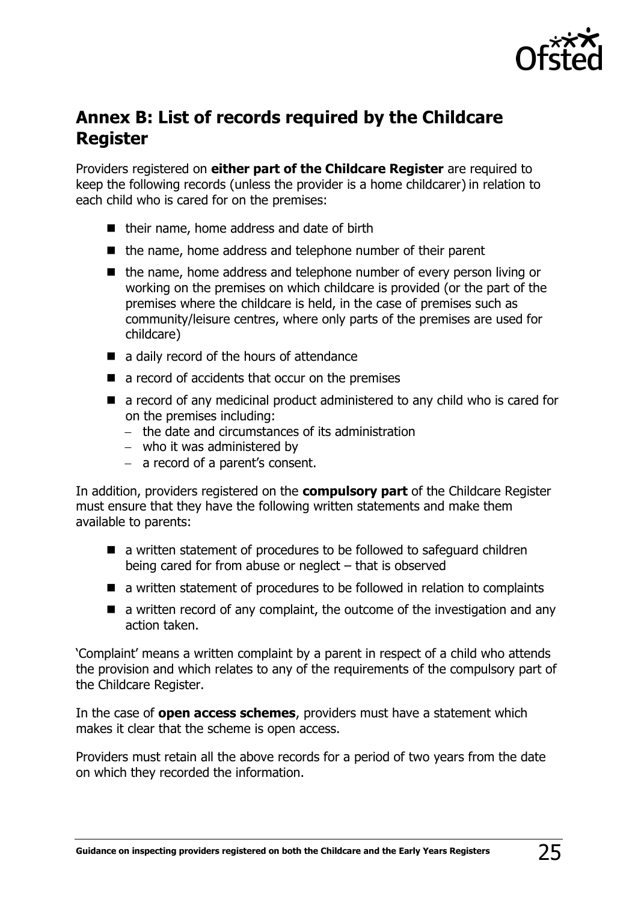## Annex B: List of records required by the Childcare Register

Providers registered on **either part of the Childcare Register** are required to keep the following records (unless the provider is a home childcarer) in relation to each child who is cared for on the premises:

- their name, home address and date of birth
- the name, home address and telephone number of their parent
- the name, home address and telephone number of every person living or working on the premises on which childcare is provided (or the part of the premises where the childcare is held, in the case of premises such as community/leisure centres, where only parts of the premises are used for childcare)
- a daily record of the hours of attendance
- a record of accidents that occur on the premises
- a record of any medicinal product administered to any child who is cared for on the premises including:
  - the date and circumstances of its administration
  - who it was administered by
  - a record of a parent's consent.

In addition, providers registered on the **compulsory part** of the Childcare Register must ensure that they have the following written statements and make them available to parents:

- a written statement of procedures to be followed to safeguard children being cared for from abuse or neglect – that is observed
- a written statement of procedures to be followed in relation to complaints
- a written record of any complaint, the outcome of the investigation and any action taken.

'Complaint' means a written complaint by a parent in respect of a child who attends the provision and which relates to any of the requirements of the compulsory part of the Childcare Register.

In the case of **open access schemes**, providers must have a statement which makes it clear that the scheme is open access.

Providers must retain all the above records for a period of two years from the date on which they recorded the information.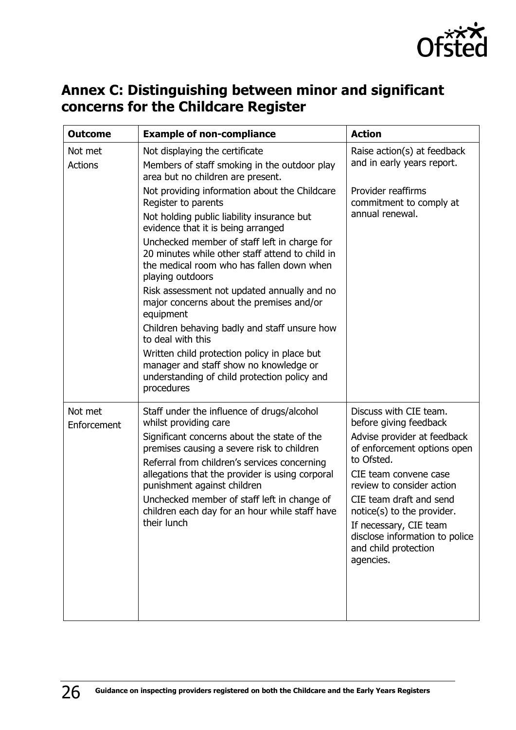## Annex C: Distinguishing between minor and significant concerns for the Childcare Register

| Outcome | Example of non-compliance | Action |
|---|---|---|
| Not met<br>Actions | Not displaying the certificate<br>Members of staff smoking in the outdoor play area but no children are present.<br>Not providing information about the Childcare Register to parents<br>Not holding public liability insurance but evidence that it is being arranged<br>Unchecked member of staff left in charge for 20 minutes while other staff attend to child in the medical room who has fallen down when playing outdoors<br>Risk assessment not updated annually and no major concerns about the premises and/or equipment<br>Children behaving badly and staff unsure how to deal with this<br>Written child protection policy in place but manager and staff show no knowledge or understanding of child protection policy and procedures | Raise action(s) at feedback and in early years report.<br><br>Provider reaffirms commitment to comply at annual renewal. |
| Not met<br>Enforcement | Staff under the influence of drugs/alcohol whilst providing care<br>Significant concerns about the state of the premises causing a severe risk to children<br>Referral from children's services concerning allegations that the provider is using corporal punishment against children<br>Unchecked member of staff left in change of children each day for an hour while staff have their lunch | Discuss with CIE team. before giving feedback<br>Advise provider at feedback of enforcement options open to Ofsted.<br>CIE team convene case review to consider action<br>CIE team draft and send notice(s) to the provider.<br>If necessary, CIE team disclose information to police and child protection agencies. |